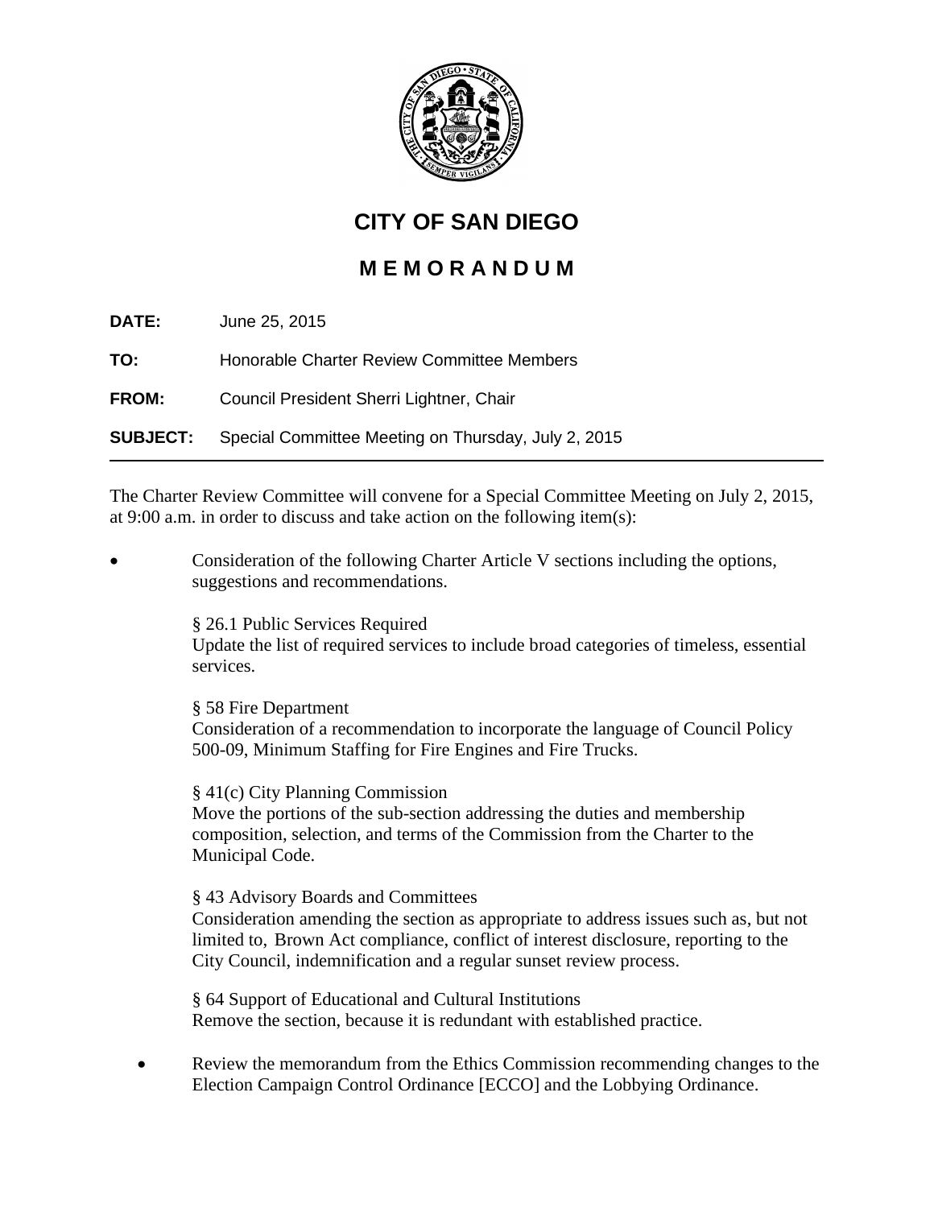# CITY OF SAN DIEGO

## M E M O R A N D U M

**DATE:** June 25, 2015

**TO:** Honorable Charter Review Committee Members

**FROM:** Council President Sherri Lightner, Chair

**SUBJECT:** Special Committee Meeting on Thursday, July 2, 2015

---

The Charter Review Committee will convene for a Special Committee Meeting on July 2, 2015, at 9:00 a.m. in order to discuss and take action on the following item(s):

- Consideration of the following Charter Article V sections including the options, suggestions and recommendations.

  § 26.1 Public Services Required
  Update the list of required services to include broad categories of timeless, essential services.

  § 58 Fire Department
  Consideration of a recommendation to incorporate the language of Council Policy 500-09, Minimum Staffing for Fire Engines and Fire Trucks.

  § 41(c) City Planning Commission
  Move the portions of the sub-section addressing the duties and membership composition, selection, and terms of the Commission from the Charter to the Municipal Code.

  § 43 Advisory Boards and Committees
  Consideration amending the section as appropriate to address issues such as, but not limited to, Brown Act compliance, conflict of interest disclosure, reporting to the City Council, indemnification and a regular sunset review process.

  § 64 Support of Educational and Cultural Institutions
  Remove the section, because it is redundant with established practice.

- Review the memorandum from the Ethics Commission recommending changes to the Election Campaign Control Ordinance [ECCO] and the Lobbying Ordinance.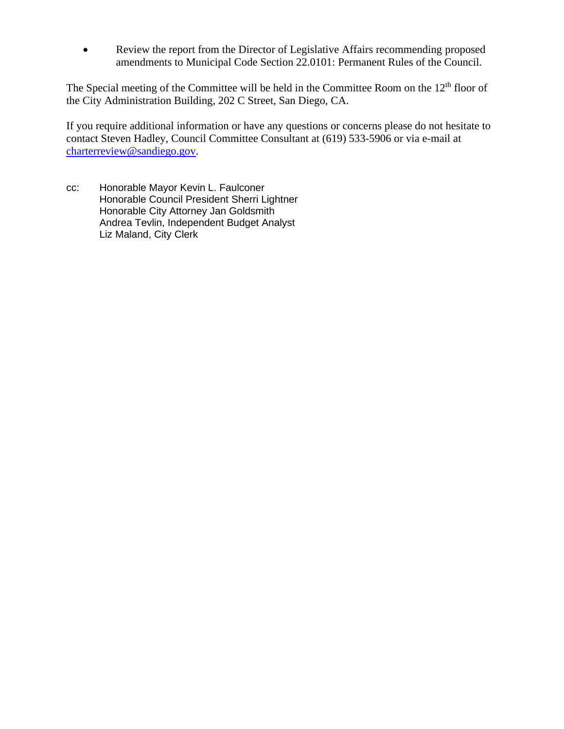- Review the report from the Director of Legislative Affairs recommending proposed amendments to Municipal Code Section 22.0101: Permanent Rules of the Council.

The Special meeting of the Committee will be held in the Committee Room on the 12th floor of the City Administration Building, 202 C Street, San Diego, CA.

If you require additional information or have any questions or concerns please do not hesitate to contact Steven Hadley, Council Committee Consultant at (619) 533-5906 or via e-mail at charterreview@sandiego.gov.

cc: Honorable Mayor Kevin L. Faulconer
Honorable Council President Sherri Lightner
Honorable City Attorney Jan Goldsmith
Andrea Tevlin, Independent Budget Analyst
Liz Maland, City Clerk